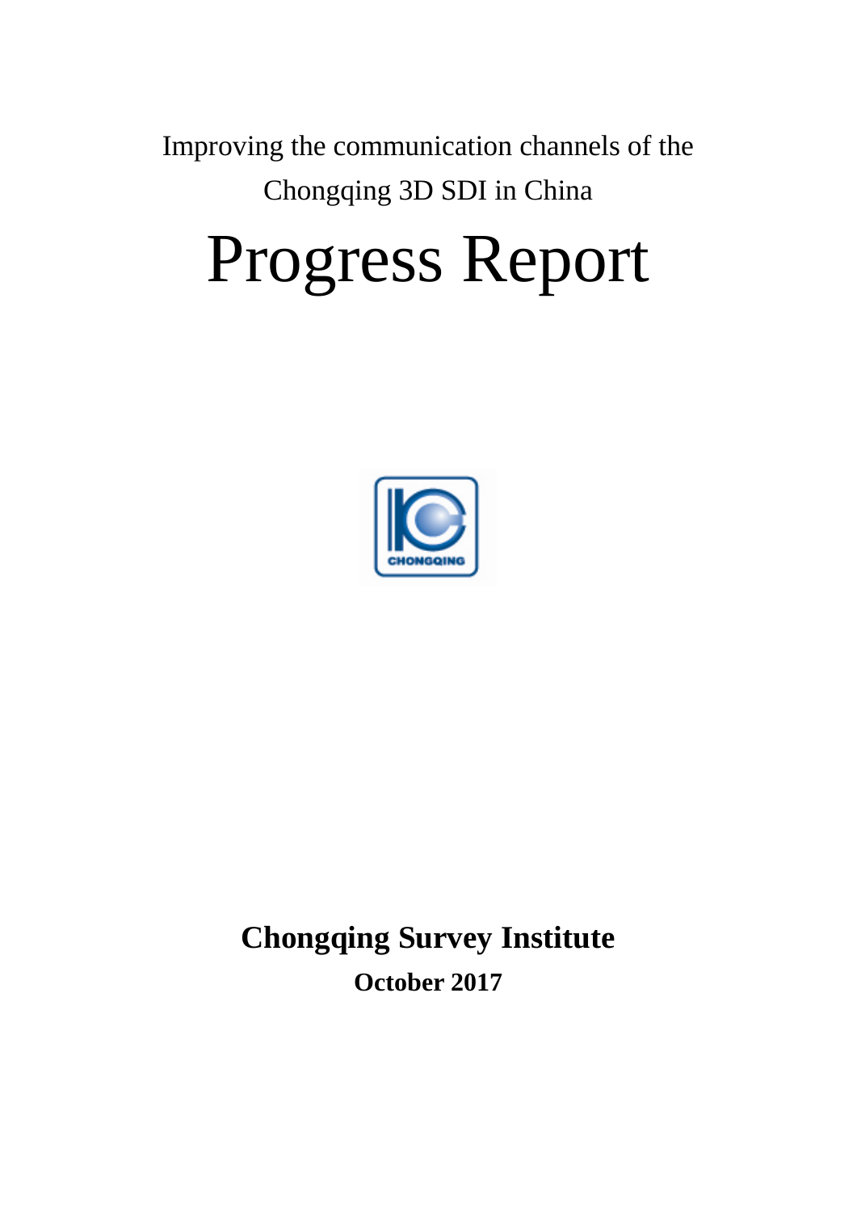Improving the communication channels of the Chongqing 3D SDI in China

# Progress Report

**Chongqing Survey Institute**

**October 2017**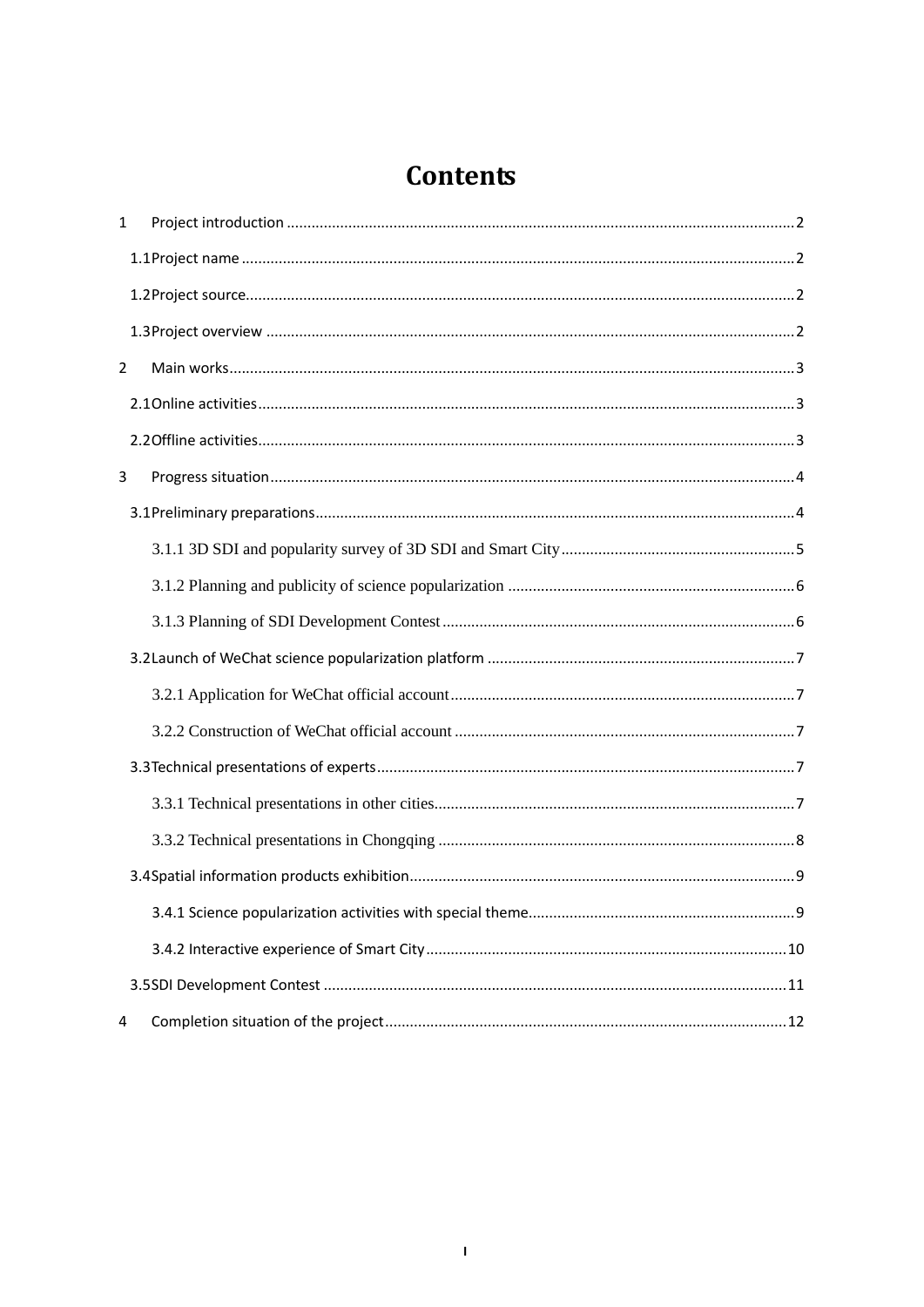# Contents

1 Project introduction ........................................................................................................................2

1.1Project name ..................................................................................................................................2

1.2Project source.................................................................................................................................2

1.3Project overview ............................................................................................................................2

2 Main works.........................................................................................................................................3

2.1Online activities..............................................................................................................................3

2.2Offline activities..............................................................................................................................3

3 Progress situation..............................................................................................................................4

3.1Preliminary preparations.................................................................................................................4

3.1.1 3D SDI and popularity survey of 3D SDI and Smart City.........................................................5

3.1.2 Planning and publicity of science popularization .....................................................................6

3.1.3 Planning of SDI Development Contest.....................................................................................6

3.2Launch of WeChat science popularization platform .........................................................................7

3.2.1 Application for WeChat official account...................................................................................7

3.2.2 Construction of WeChat official account ..................................................................................7

3.3Technical presentations of experts...................................................................................................7

3.3.1 Technical presentations in other cities.......................................................................................7

3.3.2 Technical presentations in Chongqing ......................................................................................8

3.4Spatial information products exhibition...........................................................................................9

3.4.1 Science popularization activities with special theme................................................................9

3.4.2 Interactive experience of Smart City........................................................................................10

3.5SDI Development Contest ..............................................................................................................11

4 Completion situation of the project.................................................................................................12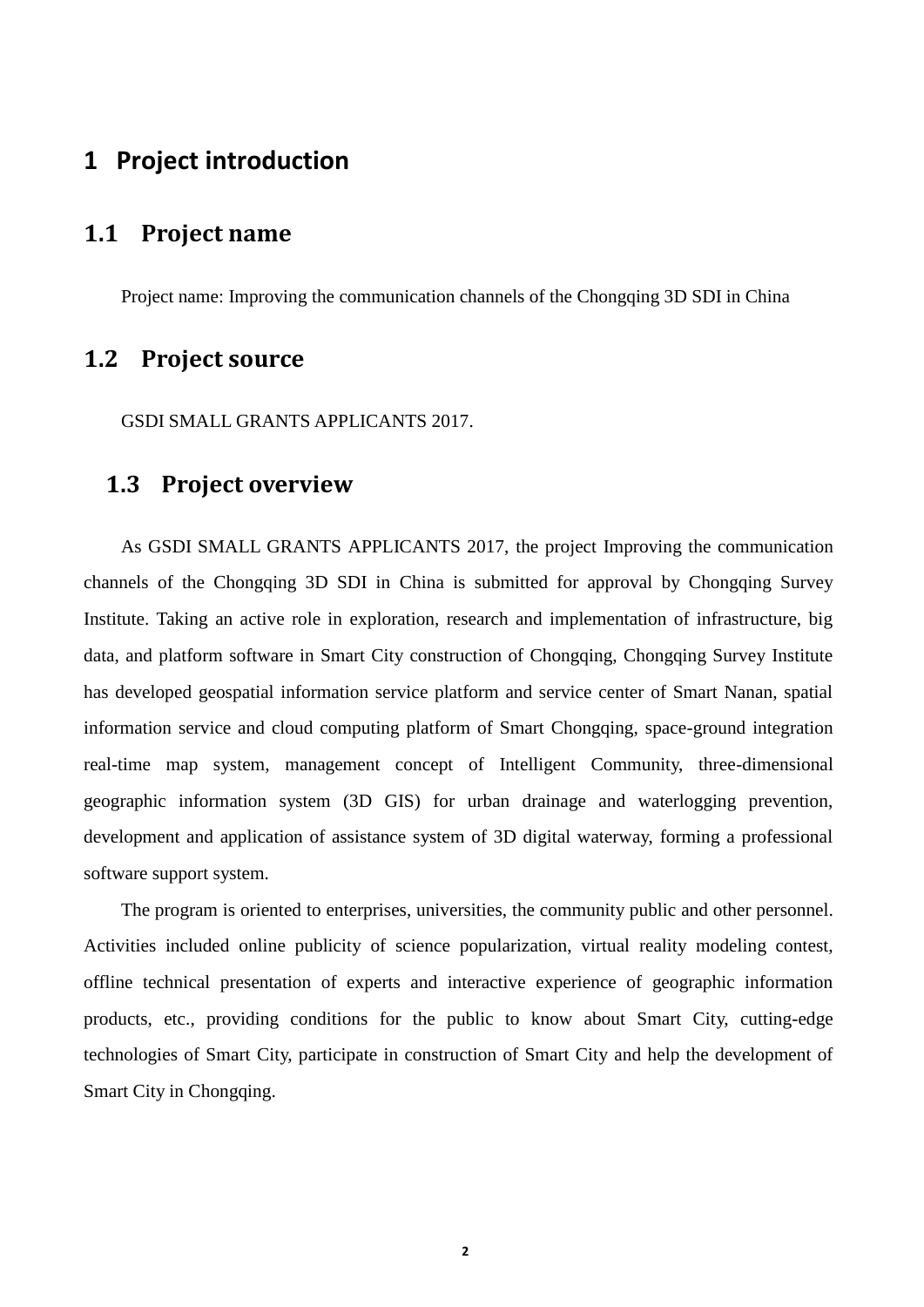# 1 Project introduction

## 1.1 Project name

Project name: Improving the communication channels of the Chongqing 3D SDI in China

## 1.2 Project source

GSDI SMALL GRANTS APPLICANTS 2017.

## 1.3 Project overview

As GSDI SMALL GRANTS APPLICANTS 2017, the project Improving the communication channels of the Chongqing 3D SDI in China is submitted for approval by Chongqing Survey Institute. Taking an active role in exploration, research and implementation of infrastructure, big data, and platform software in Smart City construction of Chongqing, Chongqing Survey Institute has developed geospatial information service platform and service center of Smart Nanan, spatial information service and cloud computing platform of Smart Chongqing, space-ground integration real-time map system, management concept of Intelligent Community, three-dimensional geographic information system (3D GIS) for urban drainage and waterlogging prevention, development and application of assistance system of 3D digital waterway, forming a professional software support system.

The program is oriented to enterprises, universities, the community public and other personnel. Activities included online publicity of science popularization, virtual reality modeling contest, offline technical presentation of experts and interactive experience of geographic information products, etc., providing conditions for the public to know about Smart City, cutting-edge technologies of Smart City, participate in construction of Smart City and help the development of Smart City in Chongqing.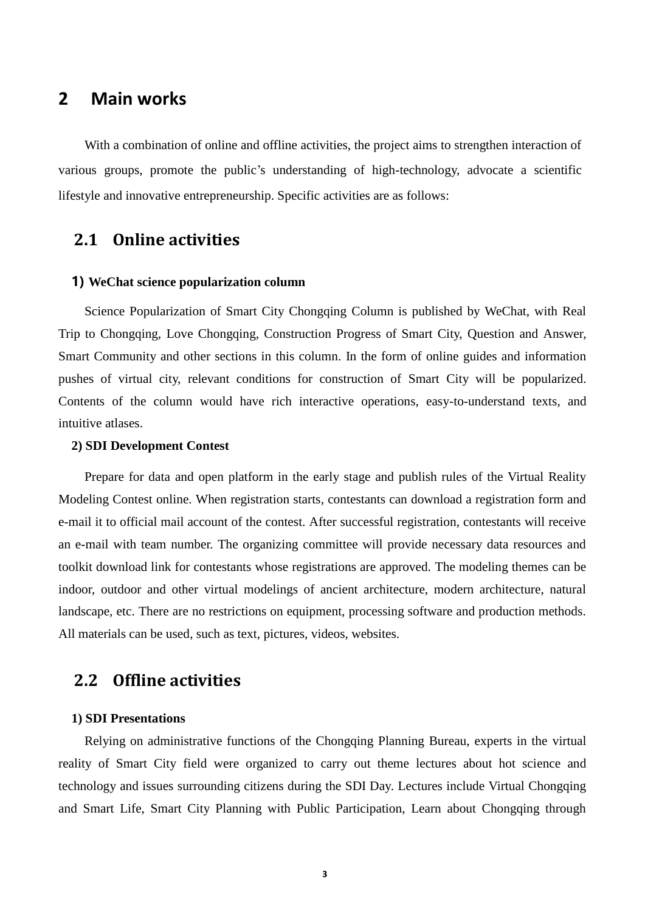# 2 Main works

With a combination of online and offline activities, the project aims to strengthen interaction of various groups, promote the public's understanding of high-technology, advocate a scientific lifestyle and innovative entrepreneurship. Specific activities are as follows:

## 2.1 Online activities

### 1) WeChat science popularization column

Science Popularization of Smart City Chongqing Column is published by WeChat, with Real Trip to Chongqing, Love Chongqing, Construction Progress of Smart City, Question and Answer, Smart Community and other sections in this column. In the form of online guides and information pushes of virtual city, relevant conditions for construction of Smart City will be popularized. Contents of the column would have rich interactive operations, easy-to-understand texts, and intuitive atlases.

### 2) SDI Development Contest

Prepare for data and open platform in the early stage and publish rules of the Virtual Reality Modeling Contest online. When registration starts, contestants can download a registration form and e-mail it to official mail account of the contest. After successful registration, contestants will receive an e-mail with team number. The organizing committee will provide necessary data resources and toolkit download link for contestants whose registrations are approved. The modeling themes can be indoor, outdoor and other virtual modelings of ancient architecture, modern architecture, natural landscape, etc. There are no restrictions on equipment, processing software and production methods. All materials can be used, such as text, pictures, videos, websites.

## 2.2 Offline activities

### 1) SDI Presentations

Relying on administrative functions of the Chongqing Planning Bureau, experts in the virtual reality of Smart City field were organized to carry out theme lectures about hot science and technology and issues surrounding citizens during the SDI Day. Lectures include Virtual Chongqing and Smart Life, Smart City Planning with Public Participation, Learn about Chongqing through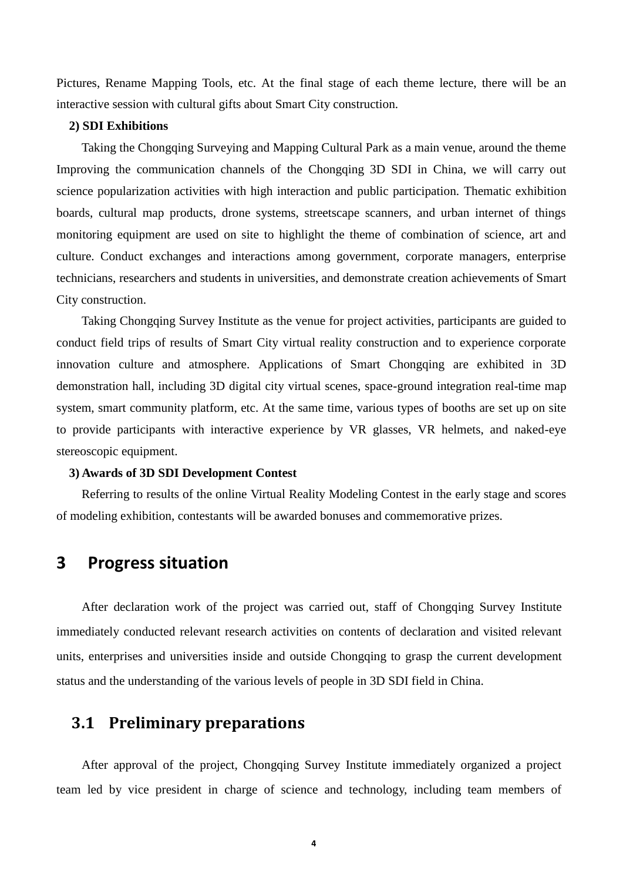Pictures, Rename Mapping Tools, etc. At the final stage of each theme lecture, there will be an interactive session with cultural gifts about Smart City construction.

**2) SDI Exhibitions**

Taking the Chongqing Surveying and Mapping Cultural Park as a main venue, around the theme Improving the communication channels of the Chongqing 3D SDI in China, we will carry out science popularization activities with high interaction and public participation. Thematic exhibition boards, cultural map products, drone systems, streetscape scanners, and urban internet of things monitoring equipment are used on site to highlight the theme of combination of science, art and culture. Conduct exchanges and interactions among government, corporate managers, enterprise technicians, researchers and students in universities, and demonstrate creation achievements of Smart City construction.

Taking Chongqing Survey Institute as the venue for project activities, participants are guided to conduct field trips of results of Smart City virtual reality construction and to experience corporate innovation culture and atmosphere. Applications of Smart Chongqing are exhibited in 3D demonstration hall, including 3D digital city virtual scenes, space-ground integration real-time map system, smart community platform, etc. At the same time, various types of booths are set up on site to provide participants with interactive experience by VR glasses, VR helmets, and naked-eye stereoscopic equipment.

**3) Awards of 3D SDI Development Contest**

Referring to results of the online Virtual Reality Modeling Contest in the early stage and scores of modeling exhibition, contestants will be awarded bonuses and commemorative prizes.

# 3 Progress situation

After declaration work of the project was carried out, staff of Chongqing Survey Institute immediately conducted relevant research activities on contents of declaration and visited relevant units, enterprises and universities inside and outside Chongqing to grasp the current development status and the understanding of the various levels of people in 3D SDI field in China.

## 3.1 Preliminary preparations

After approval of the project, Chongqing Survey Institute immediately organized a project team led by vice president in charge of science and technology, including team members of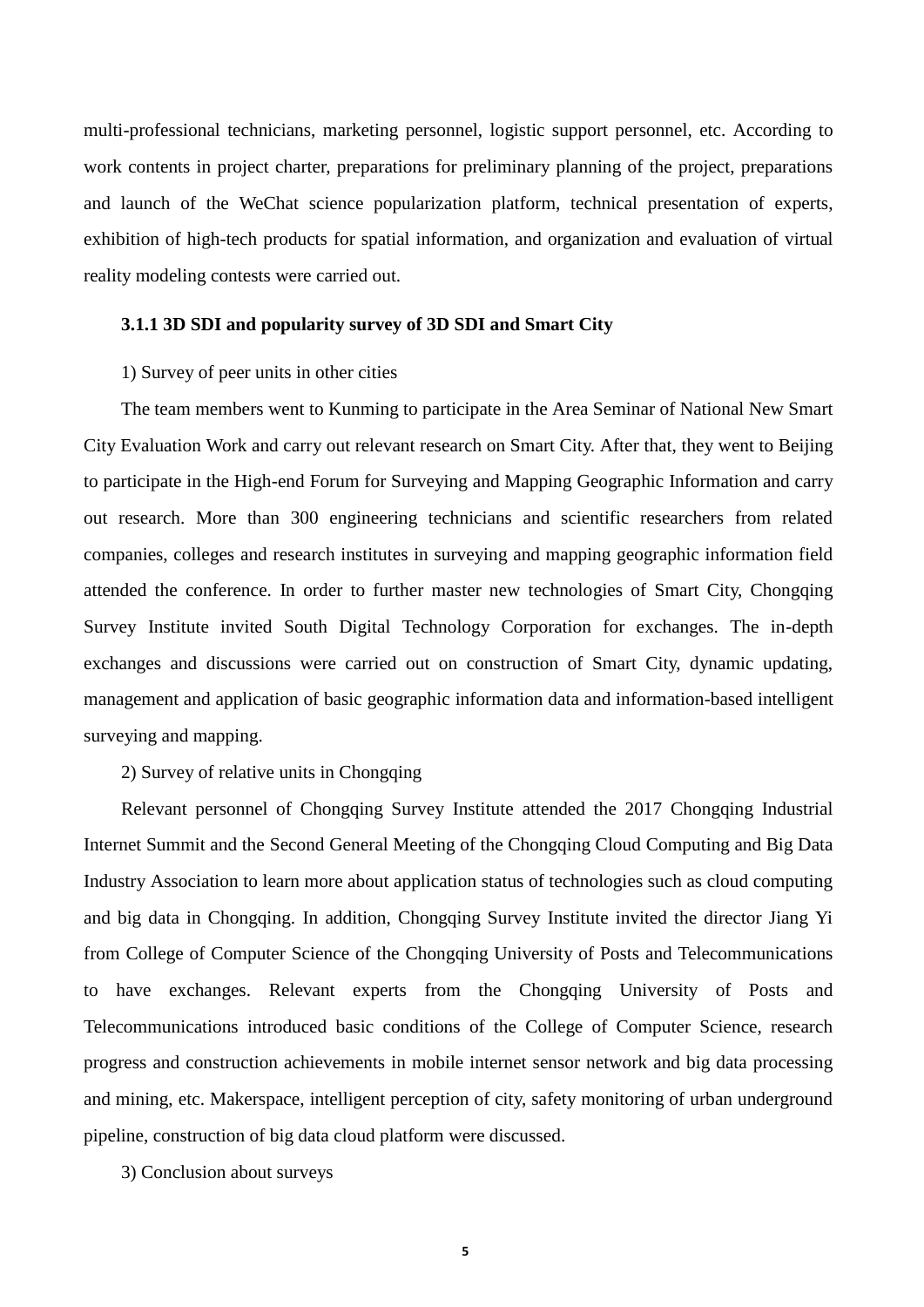multi-professional technicians, marketing personnel, logistic support personnel, etc. According to work contents in project charter, preparations for preliminary planning of the project, preparations and launch of the WeChat science popularization platform, technical presentation of experts, exhibition of high-tech products for spatial information, and organization and evaluation of virtual reality modeling contests were carried out.

### 3.1.1 3D SDI and popularity survey of 3D SDI and Smart City

1) Survey of peer units in other cities

The team members went to Kunming to participate in the Area Seminar of National New Smart City Evaluation Work and carry out relevant research on Smart City. After that, they went to Beijing to participate in the High-end Forum for Surveying and Mapping Geographic Information and carry out research. More than 300 engineering technicians and scientific researchers from related companies, colleges and research institutes in surveying and mapping geographic information field attended the conference. In order to further master new technologies of Smart City, Chongqing Survey Institute invited South Digital Technology Corporation for exchanges. The in-depth exchanges and discussions were carried out on construction of Smart City, dynamic updating, management and application of basic geographic information data and information-based intelligent surveying and mapping.

2) Survey of relative units in Chongqing

Relevant personnel of Chongqing Survey Institute attended the 2017 Chongqing Industrial Internet Summit and the Second General Meeting of the Chongqing Cloud Computing and Big Data Industry Association to learn more about application status of technologies such as cloud computing and big data in Chongqing. In addition, Chongqing Survey Institute invited the director Jiang Yi from College of Computer Science of the Chongqing University of Posts and Telecommunications to have exchanges. Relevant experts from the Chongqing University of Posts and Telecommunications introduced basic conditions of the College of Computer Science, research progress and construction achievements in mobile internet sensor network and big data processing and mining, etc. Makerspace, intelligent perception of city, safety monitoring of urban underground pipeline, construction of big data cloud platform were discussed.

3) Conclusion about surveys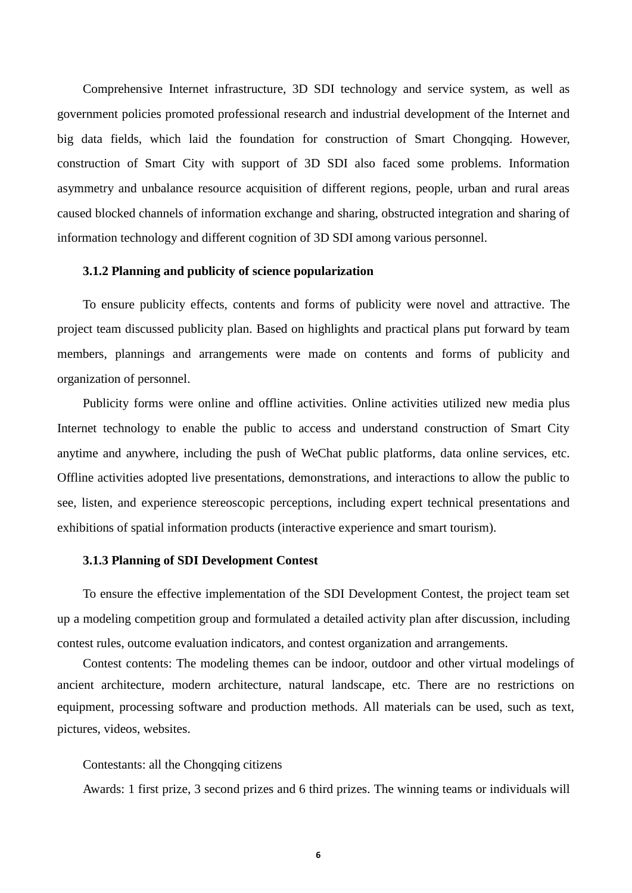Comprehensive Internet infrastructure, 3D SDI technology and service system, as well as government policies promoted professional research and industrial development of the Internet and big data fields, which laid the foundation for construction of Smart Chongqing. However, construction of Smart City with support of 3D SDI also faced some problems. Information asymmetry and unbalance resource acquisition of different regions, people, urban and rural areas caused blocked channels of information exchange and sharing, obstructed integration and sharing of information technology and different cognition of 3D SDI among various personnel.

### 3.1.2 Planning and publicity of science popularization

To ensure publicity effects, contents and forms of publicity were novel and attractive. The project team discussed publicity plan. Based on highlights and practical plans put forward by team members, plannings and arrangements were made on contents and forms of publicity and organization of personnel.

Publicity forms were online and offline activities. Online activities utilized new media plus Internet technology to enable the public to access and understand construction of Smart City anytime and anywhere, including the push of WeChat public platforms, data online services, etc. Offline activities adopted live presentations, demonstrations, and interactions to allow the public to see, listen, and experience stereoscopic perceptions, including expert technical presentations and exhibitions of spatial information products (interactive experience and smart tourism).

### 3.1.3 Planning of SDI Development Contest

To ensure the effective implementation of the SDI Development Contest, the project team set up a modeling competition group and formulated a detailed activity plan after discussion, including contest rules, outcome evaluation indicators, and contest organization and arrangements.

Contest contents: The modeling themes can be indoor, outdoor and other virtual modelings of ancient architecture, modern architecture, natural landscape, etc. There are no restrictions on equipment, processing software and production methods. All materials can be used, such as text, pictures, videos, websites.

Contestants: all the Chongqing citizens

Awards: 1 first prize, 3 second prizes and 6 third prizes. The winning teams or individuals will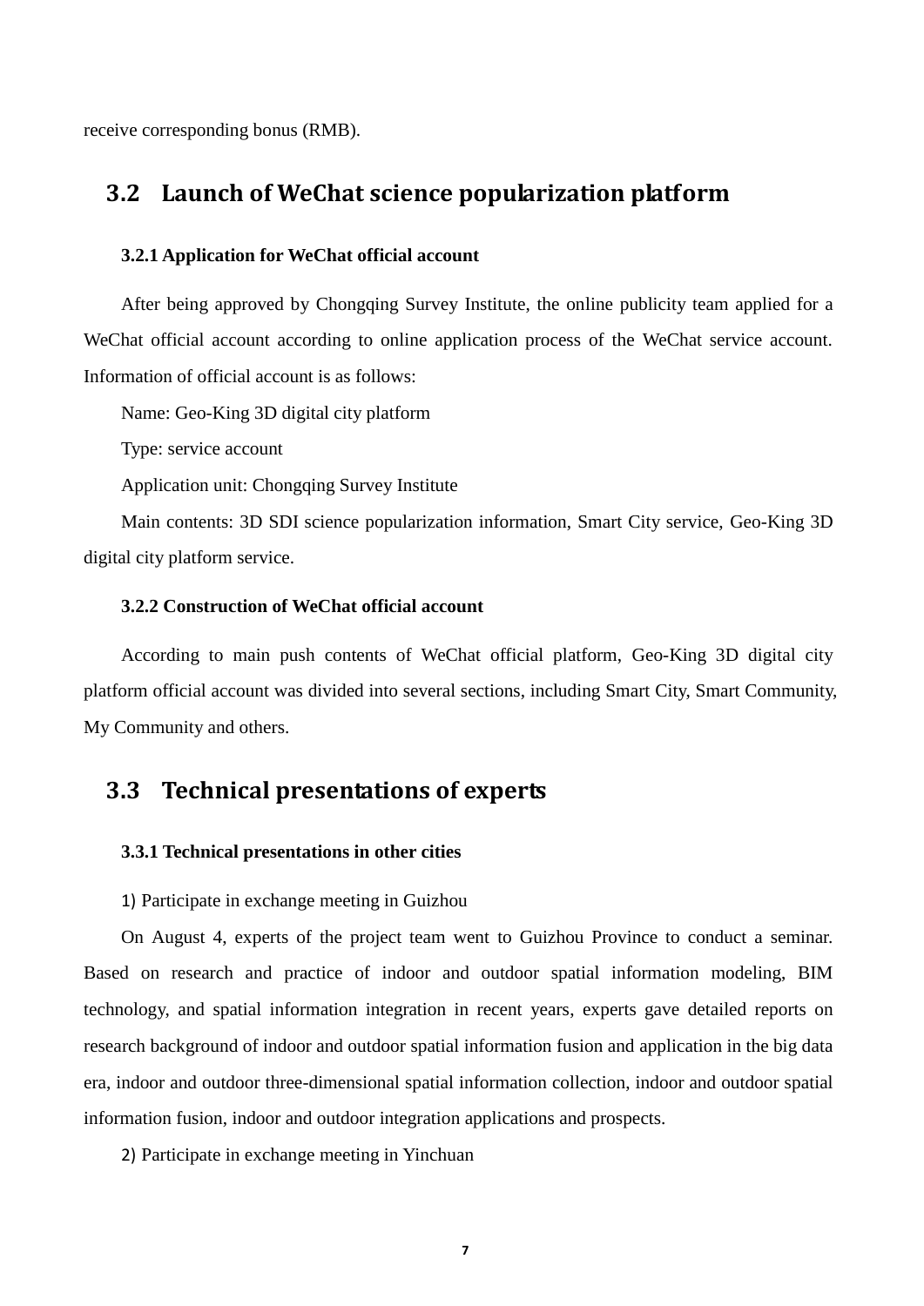receive corresponding bonus (RMB).

## 3.2 Launch of WeChat science popularization platform

### 3.2.1 Application for WeChat official account

After being approved by Chongqing Survey Institute, the online publicity team applied for a WeChat official account according to online application process of the WeChat service account. Information of official account is as follows:

Name: Geo-King 3D digital city platform

Type: service account

Application unit: Chongqing Survey Institute

Main contents: 3D SDI science popularization information, Smart City service, Geo-King 3D digital city platform service.

### 3.2.2 Construction of WeChat official account

According to main push contents of WeChat official platform, Geo-King 3D digital city platform official account was divided into several sections, including Smart City, Smart Community, My Community and others.

## 3.3 Technical presentations of experts

### 3.3.1 Technical presentations in other cities

1) Participate in exchange meeting in Guizhou

On August 4, experts of the project team went to Guizhou Province to conduct a seminar. Based on research and practice of indoor and outdoor spatial information modeling, BIM technology, and spatial information integration in recent years, experts gave detailed reports on research background of indoor and outdoor spatial information fusion and application in the big data era, indoor and outdoor three-dimensional spatial information collection, indoor and outdoor spatial information fusion, indoor and outdoor integration applications and prospects.

2) Participate in exchange meeting in Yinchuan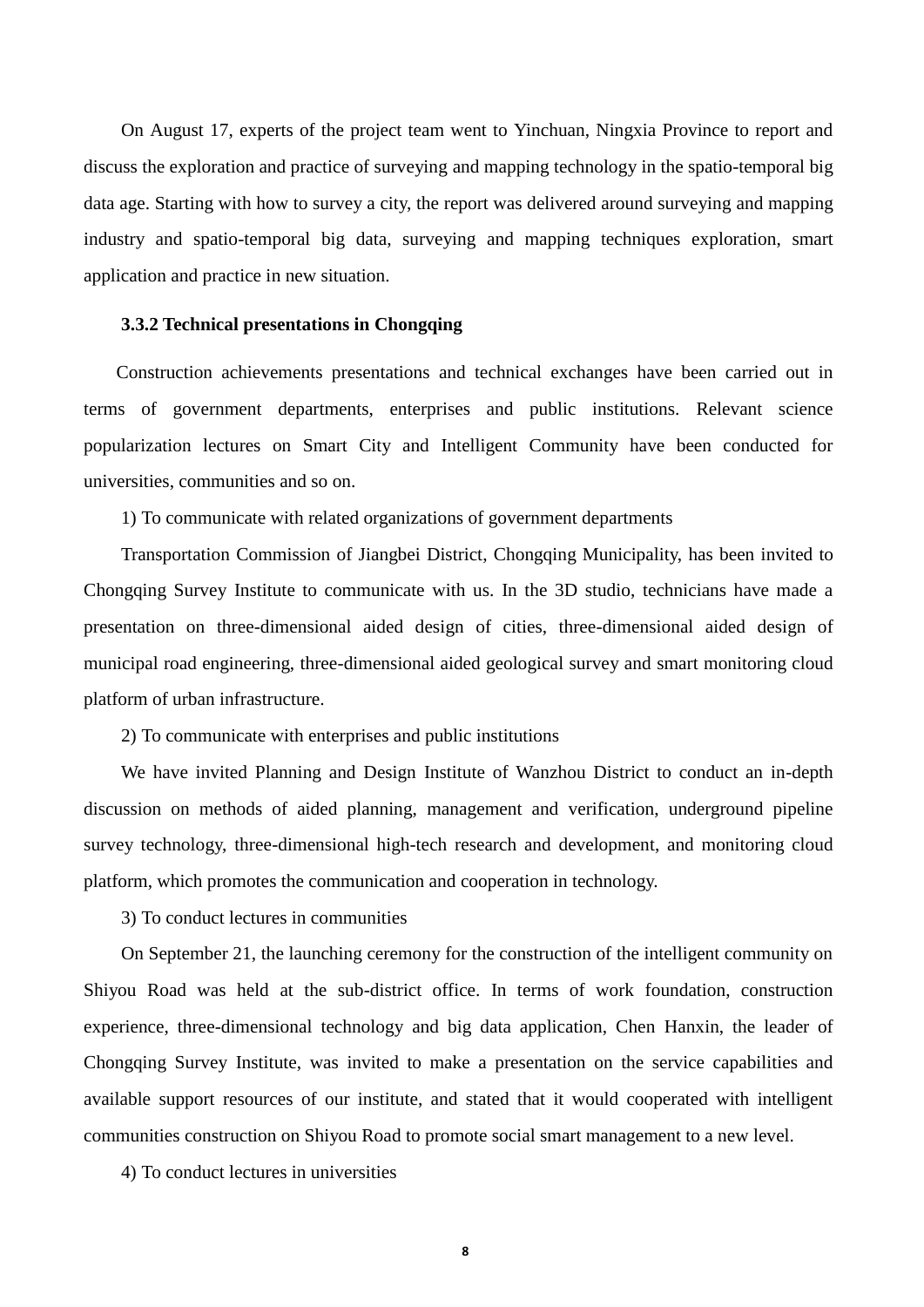On August 17, experts of the project team went to Yinchuan, Ningxia Province to report and discuss the exploration and practice of surveying and mapping technology in the spatio-temporal big data age. Starting with how to survey a city, the report was delivered around surveying and mapping industry and spatio-temporal big data, surveying and mapping techniques exploration, smart application and practice in new situation.

### 3.3.2 Technical presentations in Chongqing

Construction achievements presentations and technical exchanges have been carried out in terms of government departments, enterprises and public institutions. Relevant science popularization lectures on Smart City and Intelligent Community have been conducted for universities, communities and so on.

1) To communicate with related organizations of government departments

Transportation Commission of Jiangbei District, Chongqing Municipality, has been invited to Chongqing Survey Institute to communicate with us. In the 3D studio, technicians have made a presentation on three-dimensional aided design of cities, three-dimensional aided design of municipal road engineering, three-dimensional aided geological survey and smart monitoring cloud platform of urban infrastructure.

2) To communicate with enterprises and public institutions

We have invited Planning and Design Institute of Wanzhou District to conduct an in-depth discussion on methods of aided planning, management and verification, underground pipeline survey technology, three-dimensional high-tech research and development, and monitoring cloud platform, which promotes the communication and cooperation in technology.

3) To conduct lectures in communities

On September 21, the launching ceremony for the construction of the intelligent community on Shiyou Road was held at the sub-district office. In terms of work foundation, construction experience, three-dimensional technology and big data application, Chen Hanxin, the leader of Chongqing Survey Institute, was invited to make a presentation on the service capabilities and available support resources of our institute, and stated that it would cooperated with intelligent communities construction on Shiyou Road to promote social smart management to a new level.

4) To conduct lectures in universities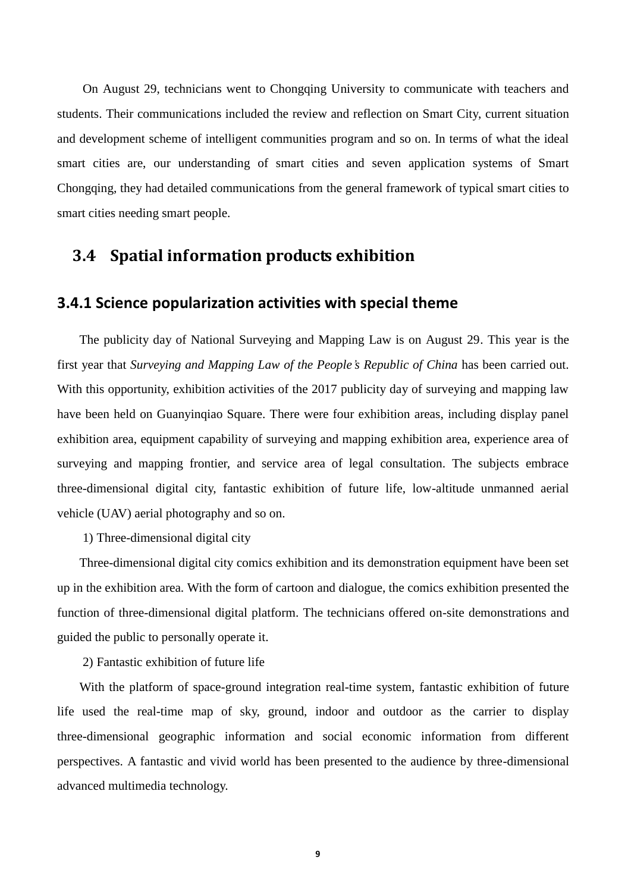On August 29, technicians went to Chongqing University to communicate with teachers and students. Their communications included the review and reflection on Smart City, current situation and development scheme of intelligent communities program and so on. In terms of what the ideal smart cities are, our understanding of smart cities and seven application systems of Smart Chongqing, they had detailed communications from the general framework of typical smart cities to smart cities needing smart people.

## 3.4 Spatial information products exhibition

### 3.4.1 Science popularization activities with special theme

The publicity day of National Surveying and Mapping Law is on August 29. This year is the first year that *Surveying and Mapping Law of the People's Republic of China* has been carried out. With this opportunity, exhibition activities of the 2017 publicity day of surveying and mapping law have been held on Guanyinqiao Square. There were four exhibition areas, including display panel exhibition area, equipment capability of surveying and mapping exhibition area, experience area of surveying and mapping frontier, and service area of legal consultation. The subjects embrace three-dimensional digital city, fantastic exhibition of future life, low-altitude unmanned aerial vehicle (UAV) aerial photography and so on.

1) Three-dimensional digital city

Three-dimensional digital city comics exhibition and its demonstration equipment have been set up in the exhibition area. With the form of cartoon and dialogue, the comics exhibition presented the function of three-dimensional digital platform. The technicians offered on-site demonstrations and guided the public to personally operate it.

2) Fantastic exhibition of future life

With the platform of space-ground integration real-time system, fantastic exhibition of future life used the real-time map of sky, ground, indoor and outdoor as the carrier to display three-dimensional geographic information and social economic information from different perspectives. A fantastic and vivid world has been presented to the audience by three-dimensional advanced multimedia technology.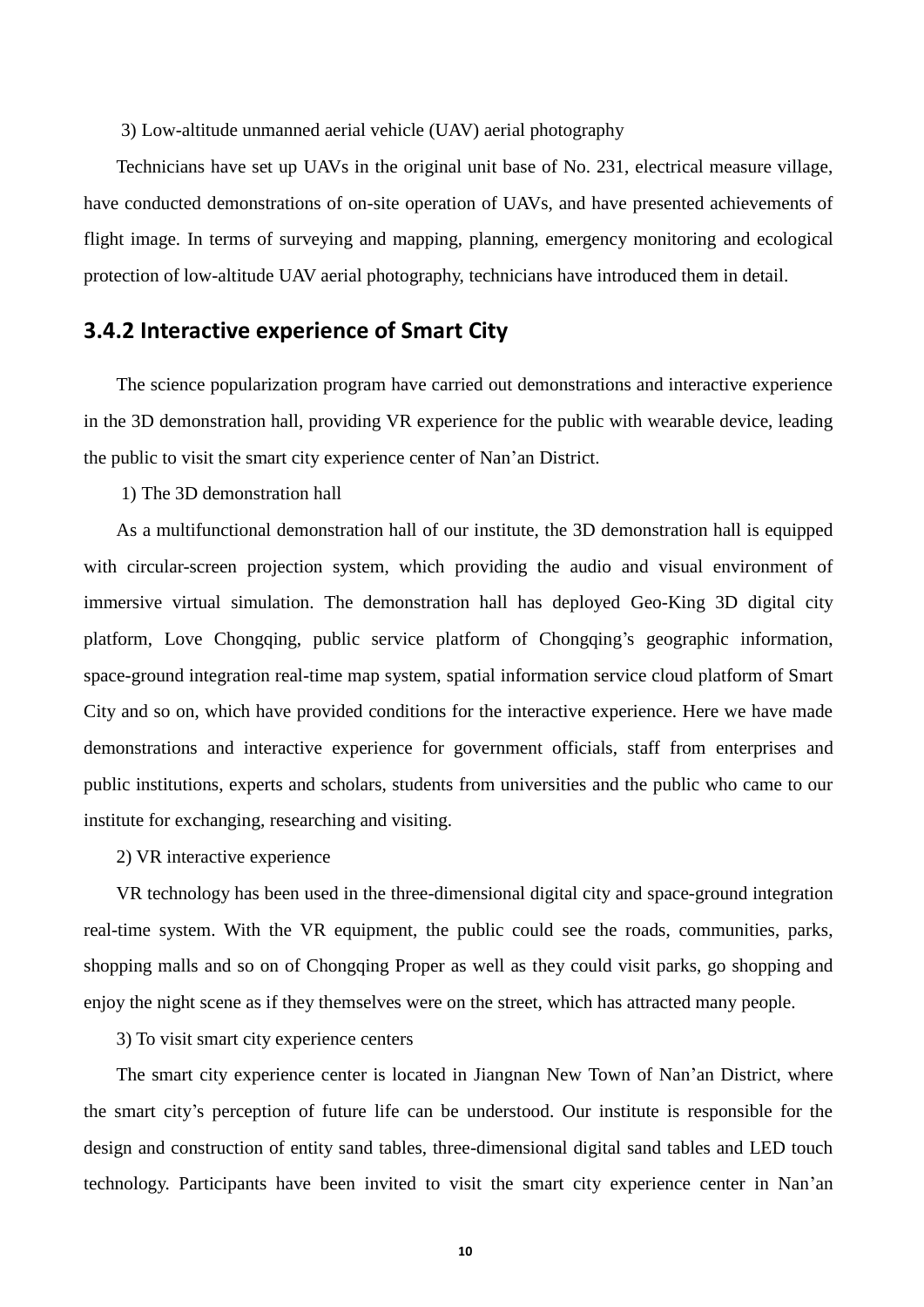3) Low-altitude unmanned aerial vehicle (UAV) aerial photography

Technicians have set up UAVs in the original unit base of No. 231, electrical measure village, have conducted demonstrations of on-site operation of UAVs, and have presented achievements of flight image. In terms of surveying and mapping, planning, emergency monitoring and ecological protection of low-altitude UAV aerial photography, technicians have introduced them in detail.

### 3.4.2 Interactive experience of Smart City

The science popularization program have carried out demonstrations and interactive experience in the 3D demonstration hall, providing VR experience for the public with wearable device, leading the public to visit the smart city experience center of Nan'an District.

1) The 3D demonstration hall

As a multifunctional demonstration hall of our institute, the 3D demonstration hall is equipped with circular-screen projection system, which providing the audio and visual environment of immersive virtual simulation. The demonstration hall has deployed Geo-King 3D digital city platform, Love Chongqing, public service platform of Chongqing's geographic information, space-ground integration real-time map system, spatial information service cloud platform of Smart City and so on, which have provided conditions for the interactive experience. Here we have made demonstrations and interactive experience for government officials, staff from enterprises and public institutions, experts and scholars, students from universities and the public who came to our institute for exchanging, researching and visiting.

2) VR interactive experience

VR technology has been used in the three-dimensional digital city and space-ground integration real-time system. With the VR equipment, the public could see the roads, communities, parks, shopping malls and so on of Chongqing Proper as well as they could visit parks, go shopping and enjoy the night scene as if they themselves were on the street, which has attracted many people.

3) To visit smart city experience centers

The smart city experience center is located in Jiangnan New Town of Nan'an District, where the smart city's perception of future life can be understood. Our institute is responsible for the design and construction of entity sand tables, three-dimensional digital sand tables and LED touch technology. Participants have been invited to visit the smart city experience center in Nan'an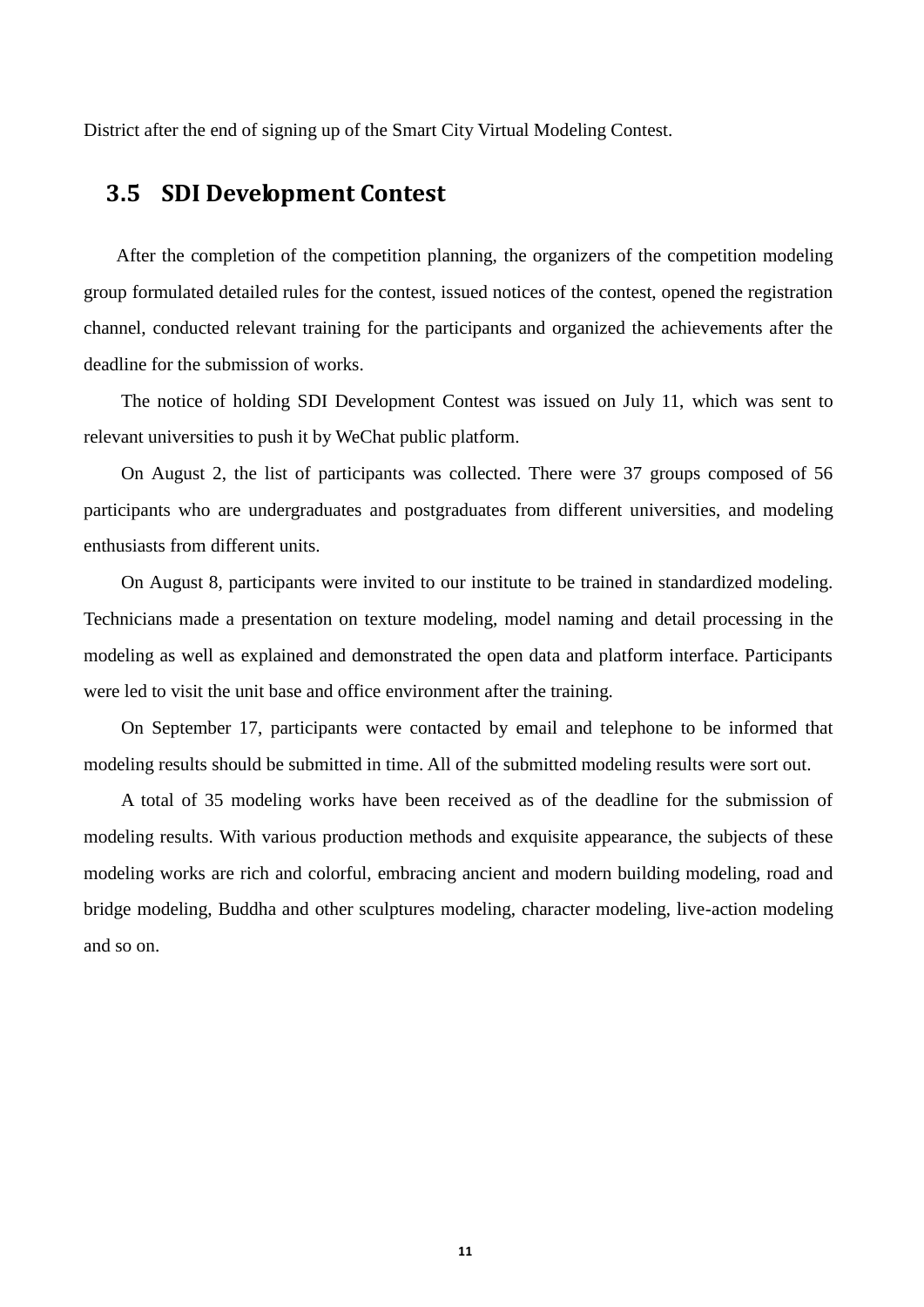District after the end of signing up of the Smart City Virtual Modeling Contest.

## 3.5 SDI Development Contest

After the completion of the competition planning, the organizers of the competition modeling group formulated detailed rules for the contest, issued notices of the contest, opened the registration channel, conducted relevant training for the participants and organized the achievements after the deadline for the submission of works.

The notice of holding SDI Development Contest was issued on July 11, which was sent to relevant universities to push it by WeChat public platform.

On August 2, the list of participants was collected. There were 37 groups composed of 56 participants who are undergraduates and postgraduates from different universities, and modeling enthusiasts from different units.

On August 8, participants were invited to our institute to be trained in standardized modeling. Technicians made a presentation on texture modeling, model naming and detail processing in the modeling as well as explained and demonstrated the open data and platform interface. Participants were led to visit the unit base and office environment after the training.

On September 17, participants were contacted by email and telephone to be informed that modeling results should be submitted in time. All of the submitted modeling results were sort out.

A total of 35 modeling works have been received as of the deadline for the submission of modeling results. With various production methods and exquisite appearance, the subjects of these modeling works are rich and colorful, embracing ancient and modern building modeling, road and bridge modeling, Buddha and other sculptures modeling, character modeling, live-action modeling and so on.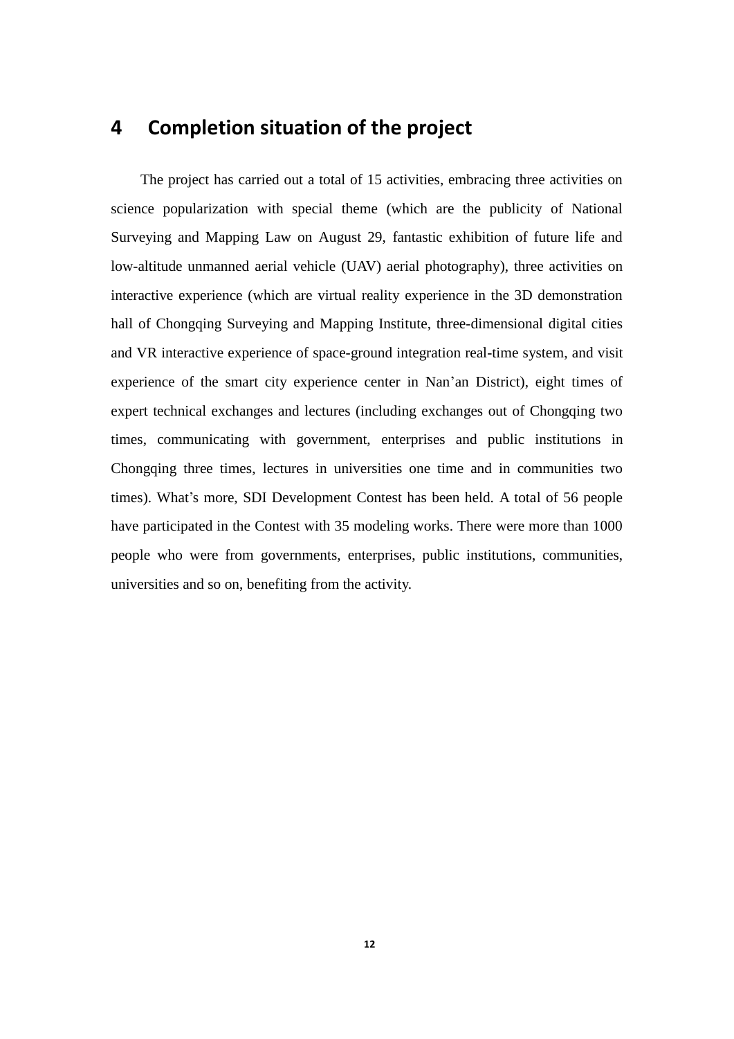# 4 Completion situation of the project

The project has carried out a total of 15 activities, embracing three activities on science popularization with special theme (which are the publicity of National Surveying and Mapping Law on August 29, fantastic exhibition of future life and low-altitude unmanned aerial vehicle (UAV) aerial photography), three activities on interactive experience (which are virtual reality experience in the 3D demonstration hall of Chongqing Surveying and Mapping Institute, three-dimensional digital cities and VR interactive experience of space-ground integration real-time system, and visit experience of the smart city experience center in Nan'an District), eight times of expert technical exchanges and lectures (including exchanges out of Chongqing two times, communicating with government, enterprises and public institutions in Chongqing three times, lectures in universities one time and in communities two times). What's more, SDI Development Contest has been held. A total of 56 people have participated in the Contest with 35 modeling works. There were more than 1000 people who were from governments, enterprises, public institutions, communities, universities and so on, benefiting from the activity.